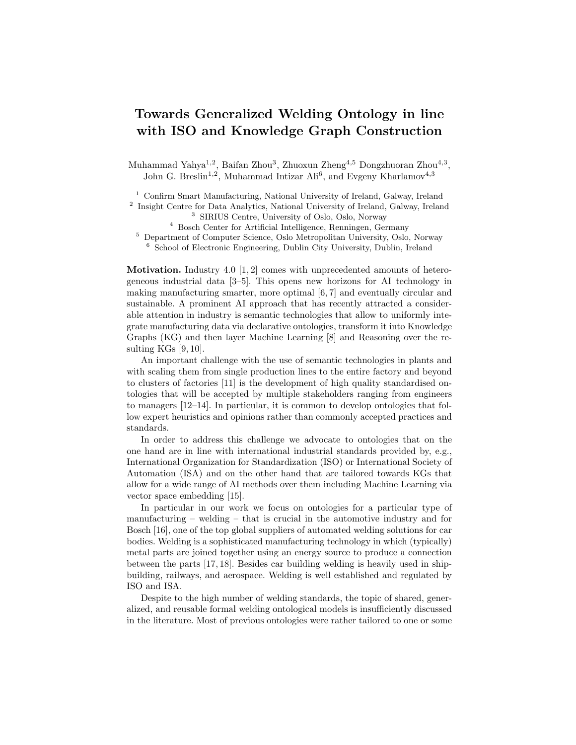# Towards Generalized Welding Ontology in line with ISO and Knowledge Graph Construction

Muhammad Yahya[1,2], Baifan Zhou[3], Zhuoxun Zheng[4,5] Dongzhuoran Zhou[4,3], John G. Breslin[1,2], Muhammad Intizar Ali[6], and Evgeny Kharlamov[4,3]

[1] Confirm Smart Manufacturing, National University of Ireland, Galway, Ireland
[2] Insight Centre for Data Analytics, National University of Ireland, Galway, Ireland
[3] SIRIUS Centre, University of Oslo, Oslo, Norway
[4] Bosch Center for Artificial Intelligence, Renningen, Germany
[5] Department of Computer Science, Oslo Metropolitan University, Oslo, Norway
[6] School of Electronic Engineering, Dublin City University, Dublin, Ireland

**Motivation.** Industry 4.0 [1, 2] comes with unprecedented amounts of heterogeneous industrial data [3–5]. This opens new horizons for AI technology in making manufacturing smarter, more optimal [6, 7] and eventually circular and sustainable. A prominent AI approach that has recently attracted a considerable attention in industry is semantic technologies that allow to uniformly integrate manufacturing data via declarative ontologies, transform it into Knowledge Graphs (KG) and then layer Machine Learning [8] and Reasoning over the resulting KGs [9, 10].

An important challenge with the use of semantic technologies in plants and with scaling them from single production lines to the entire factory and beyond to clusters of factories [11] is the development of high quality standardised ontologies that will be accepted by multiple stakeholders ranging from engineers to managers [12–14]. In particular, it is common to develop ontologies that follow expert heuristics and opinions rather than commonly accepted practices and standards.

In order to address this challenge we advocate to ontologies that on the one hand are in line with international industrial standards provided by, e.g., International Organization for Standardization (ISO) or International Society of Automation (ISA) and on the other hand that are tailored towards KGs that allow for a wide range of AI methods over them including Machine Learning via vector space embedding [15].

In particular in our work we focus on ontologies for a particular type of manufacturing – welding – that is crucial in the automotive industry and for Bosch [16], one of the top global suppliers of automated welding solutions for car bodies. Welding is a sophisticated manufacturing technology in which (typically) metal parts are joined together using an energy source to produce a connection between the parts [17, 18]. Besides car building welding is heavily used in shipbuilding, railways, and aerospace. Welding is well established and regulated by ISO and ISA.

Despite to the high number of welding standards, the topic of shared, generalized, and reusable formal welding ontological models is insufficiently discussed in the literature. Most of previous ontologies were rather tailored to one or some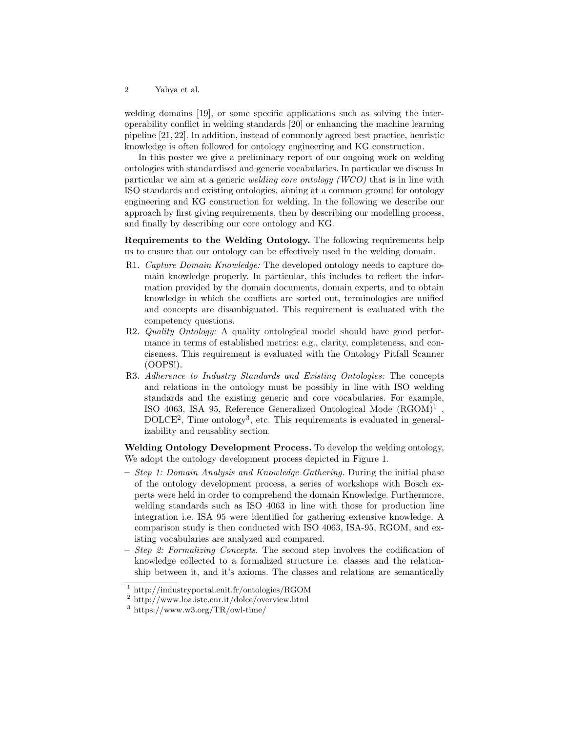welding domains [19], or some specific applications such as solving the interoperability conflict in welding standards [20] or enhancing the machine learning pipeline [21, 22]. In addition, instead of commonly agreed best practice, heuristic knowledge is often followed for ontology engineering and KG construction.

In this poster we give a preliminary report of our ongoing work on welding ontologies with standardised and generic vocabularies. In particular we discuss In particular we aim at a generic *welding core ontology (WCO)* that is in line with ISO standards and existing ontologies, aiming at a common ground for ontology engineering and KG construction for welding. In the following we describe our approach by first giving requirements, then by describing our modelling process, and finally by describing our core ontology and KG.

**Requirements to the Welding Ontology.** The following requirements help us to ensure that our ontology can be effectively used in the welding domain.

- R1. *Capture Domain Knowledge:* The developed ontology needs to capture domain knowledge properly. In particular, this includes to reflect the information provided by the domain documents, domain experts, and to obtain knowledge in which the conflicts are sorted out, terminologies are unified and concepts are disambiguated. This requirement is evaluated with the competency questions.
- R2. *Quality Ontology:* A quality ontological model should have good performance in terms of established metrics: e.g., clarity, completeness, and conciseness. This requirement is evaluated with the Ontology Pitfall Scanner (OOPS!).
- R3. *Adherence to Industry Standards and Existing Ontologies:* The concepts and relations in the ontology must be possibly in line with ISO welding standards and the existing generic and core vocabularies. For example, ISO 4063, ISA 95, Reference Generalized Ontological Mode (RGOM)[1] , DOLCE[2], Time ontology[3], etc. This requirements is evaluated in generalizability and reusablity section.

**Welding Ontology Development Process.** To develop the welding ontology, We adopt the ontology development process depicted in Figure 1.

- *Step 1: Domain Analysis and Knowledge Gathering.* During the initial phase of the ontology development process, a series of workshops with Bosch experts were held in order to comprehend the domain Knowledge. Furthermore, welding standards such as ISO 4063 in line with those for production line integration i.e. ISA 95 were identified for gathering extensive knowledge. A comparison study is then conducted with ISO 4063, ISA-95, RGOM, and existing vocabularies are analyzed and compared.
- *Step 2: Formalizing Concepts.* The second step involves the codification of knowledge collected to a formalized structure i.e. classes and the relationship between it, and it's axioms. The classes and relations are semantically

[1] http://industryportal.enit.fr/ontologies/RGOM

[2] http://www.loa.istc.cnr.it/dolce/overview.html

[3] https://www.w3.org/TR/owl-time/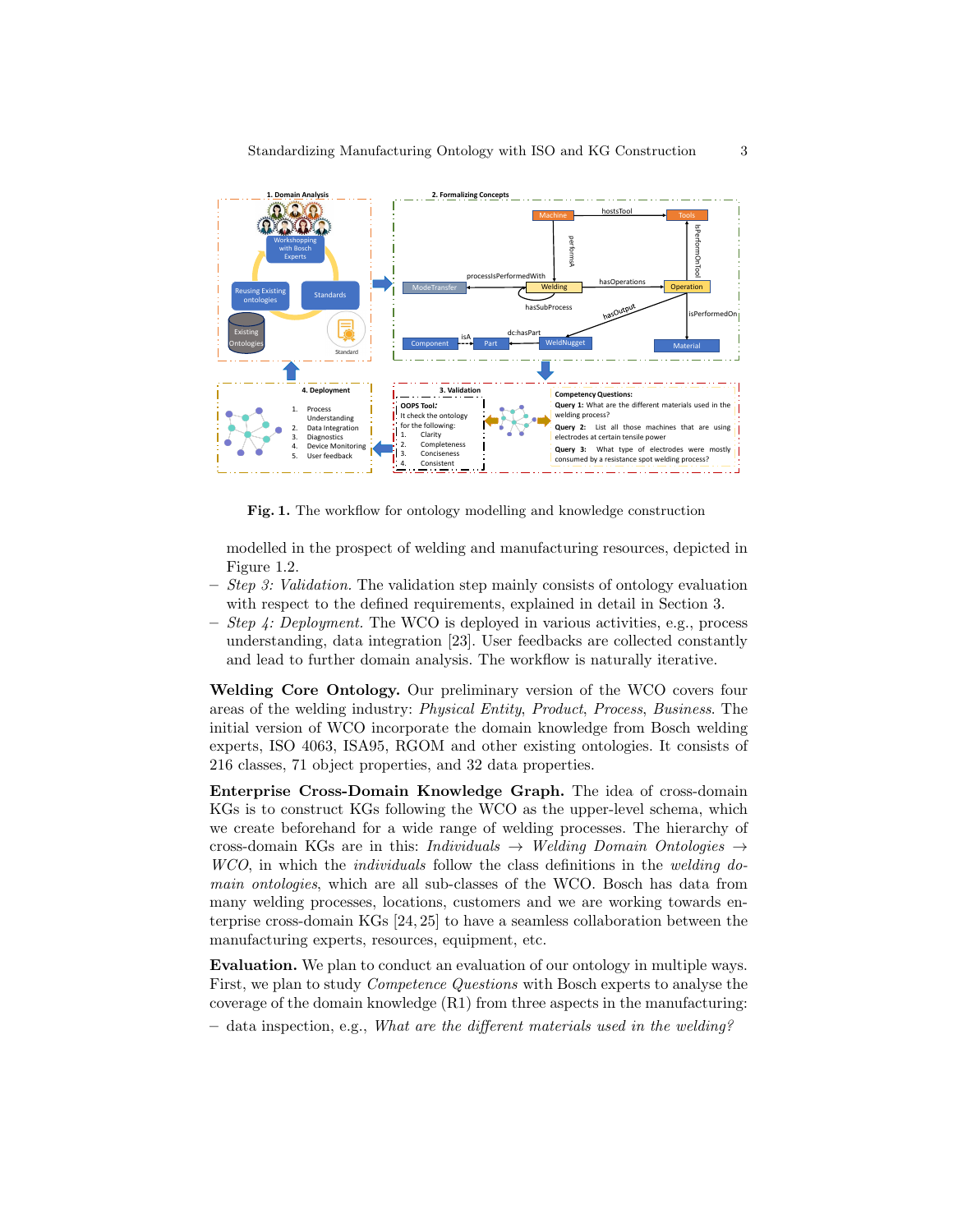**Fig. 1.** The workflow for ontology modelling and knowledge construction

modelled in the prospect of welding and manufacturing resources, depicted in Figure 1.2.

- *Step 3: Validation.* The validation step mainly consists of ontology evaluation with respect to the defined requirements, explained in detail in Section 3.
- *Step 4: Deployment.* The WCO is deployed in various activities, e.g., process understanding, data integration [23]. User feedbacks are collected constantly and lead to further domain analysis. The workflow is naturally iterative.

**Welding Core Ontology.** Our preliminary version of the WCO covers four areas of the welding industry: *Physical Entity*, *Product*, *Process*, *Business*. The initial version of WCO incorporate the domain knowledge from Bosch welding experts, ISO 4063, ISA95, RGOM and other existing ontologies. It consists of 216 classes, 71 object properties, and 32 data properties.

**Enterprise Cross-Domain Knowledge Graph.** The idea of cross-domain KGs is to construct KGs following the WCO as the upper-level schema, which we create beforehand for a wide range of welding processes. The hierarchy of cross-domain KGs are in this: *Individuals* → *Welding Domain Ontologies* → *WCO*, in which the *individuals* follow the class definitions in the *welding domain ontologies*, which are all sub-classes of the WCO. Bosch has data from many welding processes, locations, customers and we are working towards enterprise cross-domain KGs [24, 25] to have a seamless collaboration between the manufacturing experts, resources, equipment, etc.

**Evaluation.** We plan to conduct an evaluation of our ontology in multiple ways. First, we plan to study *Competence Questions* with Bosch experts to analyse the coverage of the domain knowledge (R1) from three aspects in the manufacturing:

- data inspection, e.g., *What are the different materials used in the welding?*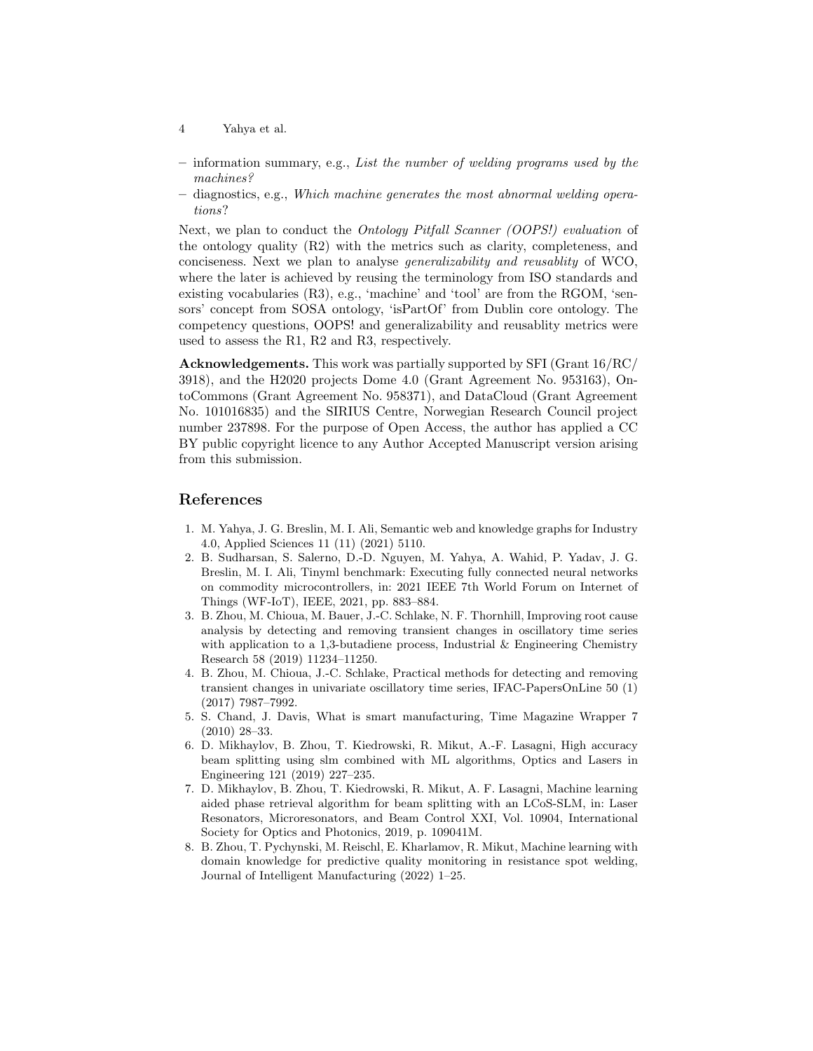- information summary, e.g., *List the number of welding programs used by the machines?*
- diagnostics, e.g., *Which machine generates the most abnormal welding operations?*

Next, we plan to conduct the *Ontology Pitfall Scanner (OOPS!) evaluation* of the ontology quality (R2) with the metrics such as clarity, completeness, and conciseness. Next we plan to analyse *generalizability and reusablity* of WCO, where the later is achieved by reusing the terminology from ISO standards and existing vocabularies (R3), e.g., 'machine' and 'tool' are from the RGOM, 'sensors' concept from SOSA ontology, 'isPartOf' from Dublin core ontology. The competency questions, OOPS! and generalizability and reusablity metrics were used to assess the R1, R2 and R3, respectively.

**Acknowledgements.** This work was partially supported by SFI (Grant 16/RC/3918), and the H2020 projects Dome 4.0 (Grant Agreement No. 953163), OntoCommons (Grant Agreement No. 958371), and DataCloud (Grant Agreement No. 101016835) and the SIRIUS Centre, Norwegian Research Council project number 237898. For the purpose of Open Access, the author has applied a CC BY public copyright licence to any Author Accepted Manuscript version arising from this submission.

## References

1. M. Yahya, J. G. Breslin, M. I. Ali, Semantic web and knowledge graphs for Industry 4.0, Applied Sciences 11 (11) (2021) 5110.
2. B. Sudharsan, S. Salerno, D.-D. Nguyen, M. Yahya, A. Wahid, P. Yadav, J. G. Breslin, M. I. Ali, Tinyml benchmark: Executing fully connected neural networks on commodity microcontrollers, in: 2021 IEEE 7th World Forum on Internet of Things (WF-IoT), IEEE, 2021, pp. 883–884.
3. B. Zhou, M. Chioua, M. Bauer, J.-C. Schlake, N. F. Thornhill, Improving root cause analysis by detecting and removing transient changes in oscillatory time series with application to a 1,3-butadiene process, Industrial & Engineering Chemistry Research 58 (2019) 11234–11250.
4. B. Zhou, M. Chioua, J.-C. Schlake, Practical methods for detecting and removing transient changes in univariate oscillatory time series, IFAC-PapersOnLine 50 (1) (2017) 7987–7992.
5. S. Chand, J. Davis, What is smart manufacturing, Time Magazine Wrapper 7 (2010) 28–33.
6. D. Mikhaylov, B. Zhou, T. Kiedrowski, R. Mikut, A.-F. Lasagni, High accuracy beam splitting using slm combined with ML algorithms, Optics and Lasers in Engineering 121 (2019) 227–235.
7. D. Mikhaylov, B. Zhou, T. Kiedrowski, R. Mikut, A. F. Lasagni, Machine learning aided phase retrieval algorithm for beam splitting with an LCoS-SLM, in: Laser Resonators, Microresonators, and Beam Control XXI, Vol. 10904, International Society for Optics and Photonics, 2019, p. 109041M.
8. B. Zhou, T. Pychynski, M. Reischl, E. Kharlamov, R. Mikut, Machine learning with domain knowledge for predictive quality monitoring in resistance spot welding, Journal of Intelligent Manufacturing (2022) 1–25.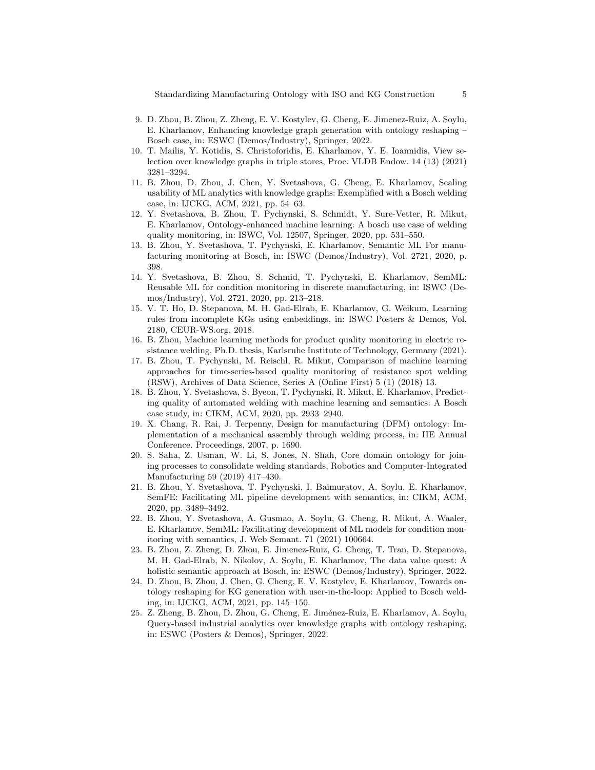9. D. Zhou, B. Zhou, Z. Zheng, E. V. Kostylev, G. Cheng, E. Jimenez-Ruiz, A. Soylu, E. Kharlamov, Enhancing knowledge graph generation with ontology reshaping – Bosch case, in: ESWC (Demos/Industry), Springer, 2022.
10. T. Mailis, Y. Kotidis, S. Christoforidis, E. Kharlamov, Y. E. Ioannidis, View selection over knowledge graphs in triple stores, Proc. VLDB Endow. 14 (13) (2021) 3281–3294.
11. B. Zhou, D. Zhou, J. Chen, Y. Svetashova, G. Cheng, E. Kharlamov, Scaling usability of ML analytics with knowledge graphs: Exemplified with a Bosch welding case, in: IJCKG, ACM, 2021, pp. 54–63.
12. Y. Svetashova, B. Zhou, T. Pychynski, S. Schmidt, Y. Sure-Vetter, R. Mikut, E. Kharlamov, Ontology-enhanced machine learning: A bosch use case of welding quality monitoring, in: ISWC, Vol. 12507, Springer, 2020, pp. 531–550.
13. B. Zhou, Y. Svetashova, T. Pychynski, E. Kharlamov, Semantic ML For manufacturing monitoring at Bosch, in: ISWC (Demos/Industry), Vol. 2721, 2020, p. 398.
14. Y. Svetashova, B. Zhou, S. Schmid, T. Pychynski, E. Kharlamov, SemML: Reusable ML for condition monitoring in discrete manufacturing, in: ISWC (Demos/Industry), Vol. 2721, 2020, pp. 213–218.
15. V. T. Ho, D. Stepanova, M. H. Gad-Elrab, E. Kharlamov, G. Weikum, Learning rules from incomplete KGs using embeddings, in: ISWC Posters & Demos, Vol. 2180, CEUR-WS.org, 2018.
16. B. Zhou, Machine learning methods for product quality monitoring in electric resistance welding, Ph.D. thesis, Karlsruhe Institute of Technology, Germany (2021).
17. B. Zhou, T. Pychynski, M. Reischl, R. Mikut, Comparison of machine learning approaches for time-series-based quality monitoring of resistance spot welding (RSW), Archives of Data Science, Series A (Online First) 5 (1) (2018) 13.
18. B. Zhou, Y. Svetashova, S. Byeon, T. Pychynski, R. Mikut, E. Kharlamov, Predicting quality of automated welding with machine learning and semantics: A Bosch case study, in: CIKM, ACM, 2020, pp. 2933–2940.
19. X. Chang, R. Rai, J. Terpenny, Design for manufacturing (DFM) ontology: Implementation of a mechanical assembly through welding process, in: IIE Annual Conference. Proceedings, 2007, p. 1690.
20. S. Saha, Z. Usman, W. Li, S. Jones, N. Shah, Core domain ontology for joining processes to consolidate welding standards, Robotics and Computer-Integrated Manufacturing 59 (2019) 417–430.
21. B. Zhou, Y. Svetashova, T. Pychynski, I. Baimuratov, A. Soylu, E. Kharlamov, SemFE: Facilitating ML pipeline development with semantics, in: CIKM, ACM, 2020, pp. 3489–3492.
22. B. Zhou, Y. Svetashova, A. Gusmao, A. Soylu, G. Cheng, R. Mikut, A. Waaler, E. Kharlamov, SemML: Facilitating development of ML models for condition monitoring with semantics, J. Web Semant. 71 (2021) 100664.
23. B. Zhou, Z. Zheng, D. Zhou, E. Jimenez-Ruiz, G. Cheng, T. Tran, D. Stepanova, M. H. Gad-Elrab, N. Nikolov, A. Soylu, E. Kharlamov, The data value quest: A holistic semantic approach at Bosch, in: ESWC (Demos/Industry), Springer, 2022.
24. D. Zhou, B. Zhou, J. Chen, G. Cheng, E. V. Kostylev, E. Kharlamov, Towards ontology reshaping for KG generation with user-in-the-loop: Applied to Bosch welding, in: IJCKG, ACM, 2021, pp. 145–150.
25. Z. Zheng, B. Zhou, D. Zhou, G. Cheng, E. Jiménez-Ruiz, E. Kharlamov, A. Soylu, Query-based industrial analytics over knowledge graphs with ontology reshaping, in: ESWC (Posters & Demos), Springer, 2022.